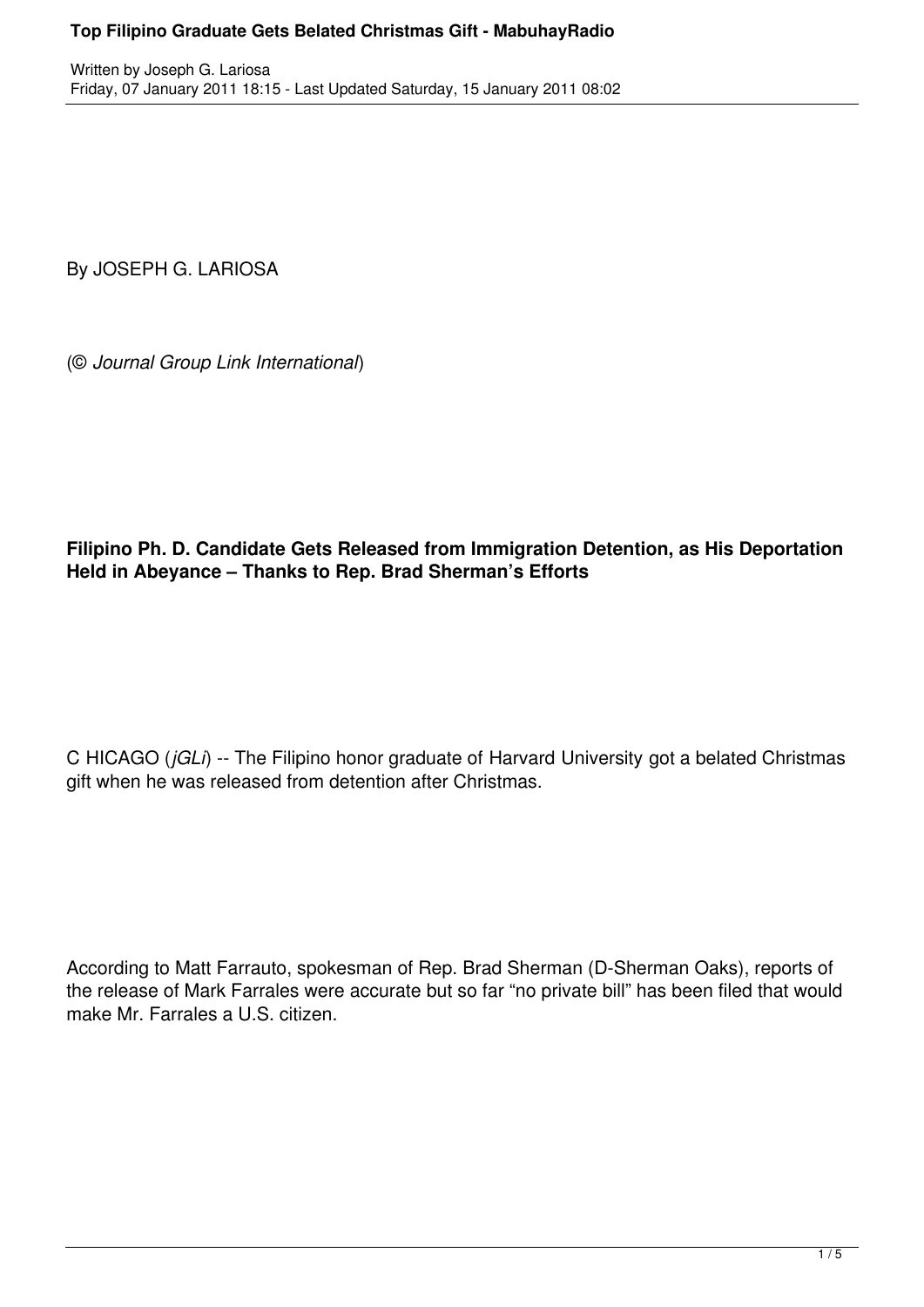By JOSEPH G. LARIOSA

(© *Journal Group Link International*)

**Filipino Ph. D. Candidate Gets Released from Immigration Detention, as His Deportation Held in Abeyance – Thanks to Rep. Brad Sherman's Efforts**

C HICAGO (*jGLi*) -- The Filipino honor graduate of Harvard University got a belated Christmas gift when he was released from detention after Christmas.

According to Matt Farrauto, spokesman of Rep. Brad Sherman (D-Sherman Oaks), reports of the release of Mark Farrales were accurate but so far "no private bill" has been filed that would make Mr. Farrales a U.S. citizen.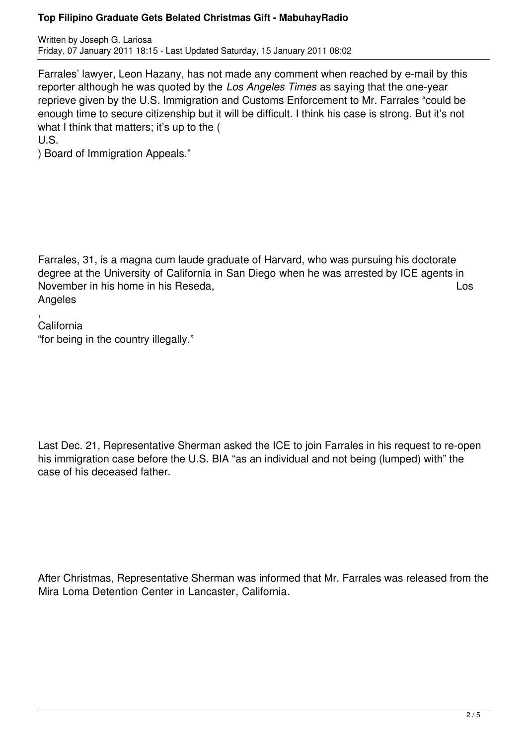Farrales' lawyer, Leon Hazany, has not made any comment when reached by e-mail by this reporter although he was quoted by the *Los Angeles Times* as saying that the one-year reprieve given by the U.S. Immigration and Customs Enforcement to Mr. Farrales "could be enough time to secure citizenship but it will be difficult. I think his case is strong. But it's not what I think that matters; it's up to the (U.S.) Board of Immigration Appeals."

Farrales, 31, is a magna cum laude graduate of Harvard, who was pursuing his doctorate degree at the University of California in San Diego when he was arrested by ICE agents in November in his home in his Reseda, Los Angeles, California "for being in the country illegally."

Last Dec. 21, Representative Sherman asked the ICE to join Farrales in his request to re-open his immigration case before the U.S. BIA "as an individual and not being (lumped) with" the case of his deceased father.

After Christmas, Representative Sherman was informed that Mr. Farrales was released from the Mira Loma Detention Center in Lancaster, California.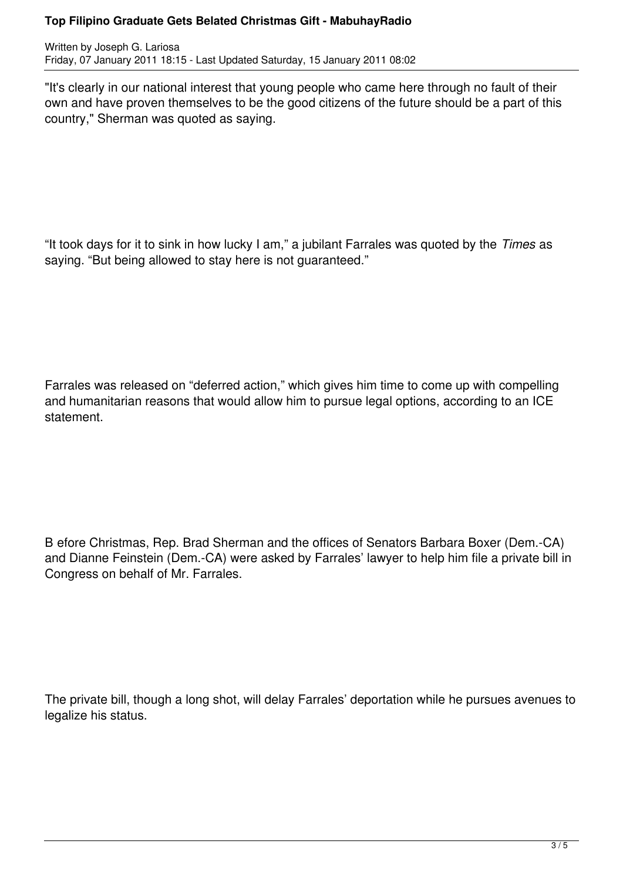"It's clearly in our national interest that young people who came here through no fault of their own and have proven themselves to be the good citizens of the future should be a part of this country," Sherman was quoted as saying.

“It took days for it to sink in how lucky I am,” a jubilant Farrales was quoted by the *Times* as saying. “But being allowed to stay here is not guaranteed.”

Farrales was released on “deferred action,” which gives him time to come up with compelling and humanitarian reasons that would allow him to pursue legal options, according to an ICE statement.

B efore Christmas, Rep. Brad Sherman and the offices of Senators Barbara Boxer (Dem.-CA) and Dianne Feinstein (Dem.-CA) were asked by Farrales’ lawyer to help him file a private bill in Congress on behalf of Mr. Farrales.

The private bill, though a long shot, will delay Farrales’ deportation while he pursues avenues to legalize his status.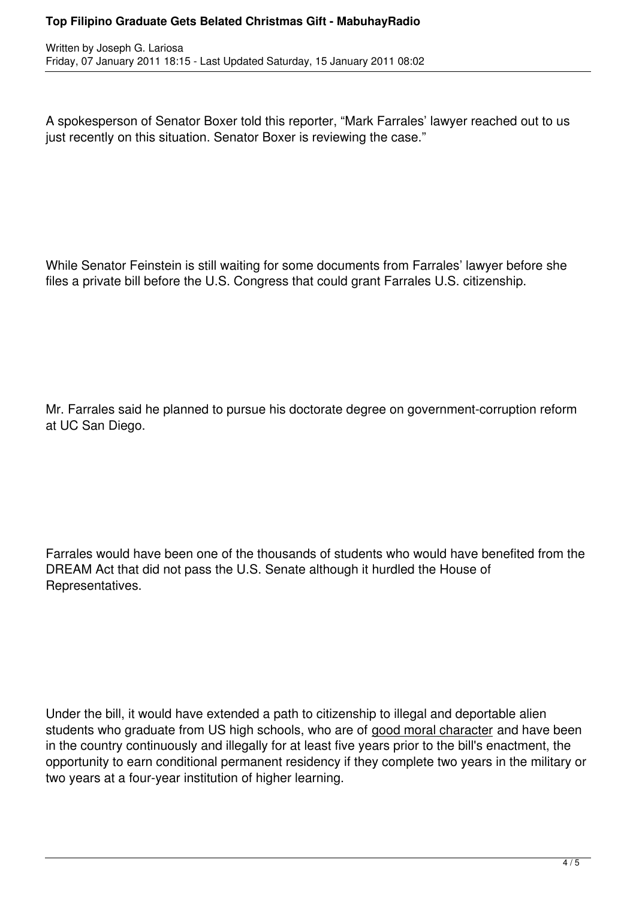A spokesperson of Senator Boxer told this reporter, “Mark Farrales’ lawyer reached out to us just recently on this situation. Senator Boxer is reviewing the case.”

While Senator Feinstein is still waiting for some documents from Farrales’ lawyer before she files a private bill before the U.S. Congress that could grant Farrales U.S. citizenship.

Mr. Farrales said he planned to pursue his doctorate degree on government-corruption reform at UC San Diego.

Farrales would have been one of the thousands of students who would have benefited from the DREAM Act that did not pass the U.S. Senate although it hurdled the House of Representatives.

Under the bill, it would have extended a path to citizenship to illegal and deportable alien students who graduate from US high schools, who are of good moral character and have been in the country continuously and illegally for at least five years prior to the bill's enactment, the opportunity to earn conditional permanent residency if they complete two years in the military or two years at a four-year institution of higher learning.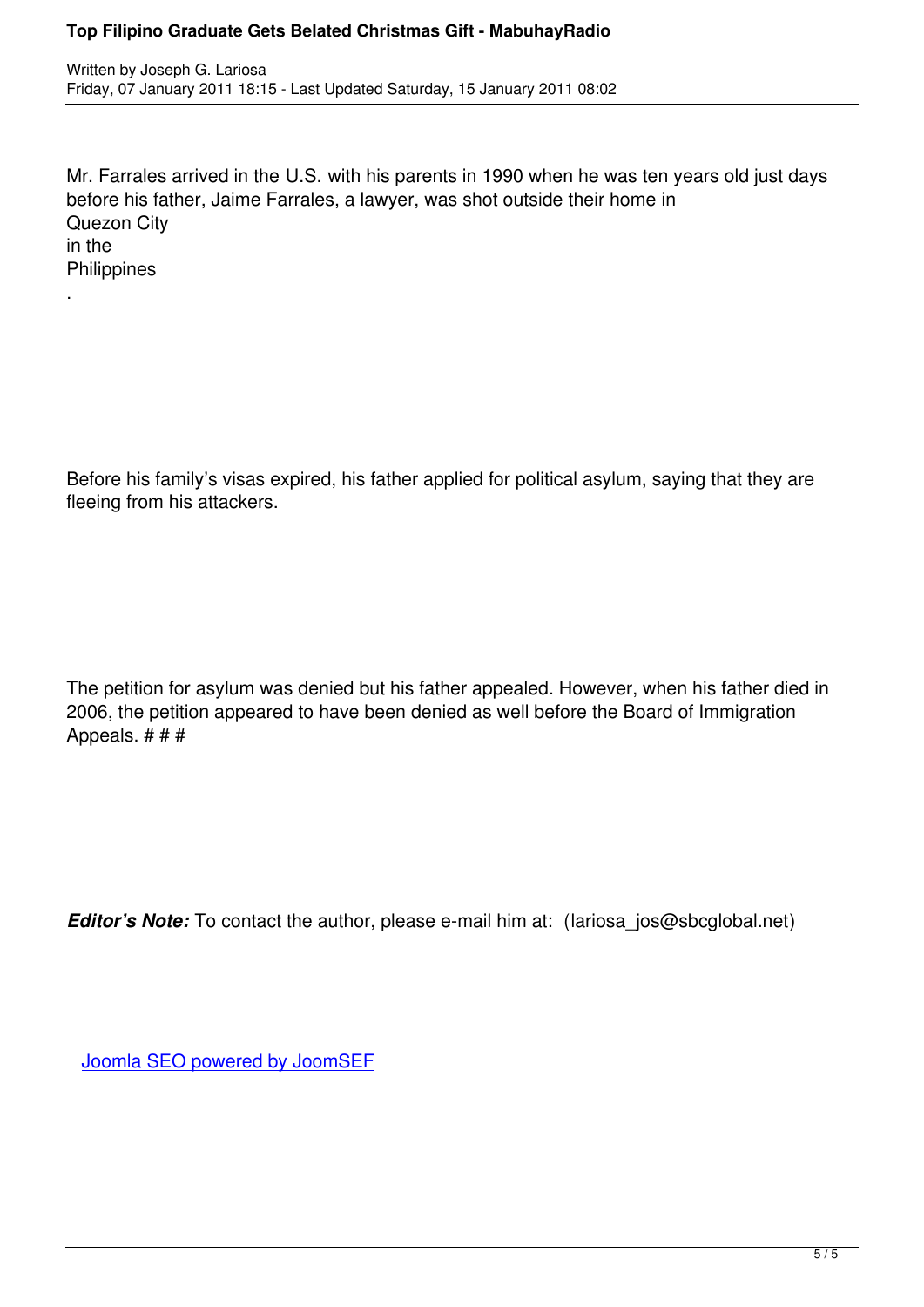Mr. Farrales arrived in the U.S. with his parents in 1990 when he was ten years old just days before his father, Jaime Farrales, a lawyer, was shot outside their home in Quezon City in the Philippines.

Before his family's visas expired, his father applied for political asylum, saying that they are fleeing from his attackers.

The petition for asylum was denied but his father appealed. However, when his father died in 2006, the petition appeared to have been denied as well before the Board of Immigration Appeals. # # #

***Editor's Note:*** To contact the author, please e-mail him at: (lariosa_jos@sbcglobal.net)

Joomla SEO powered by JoomSEF